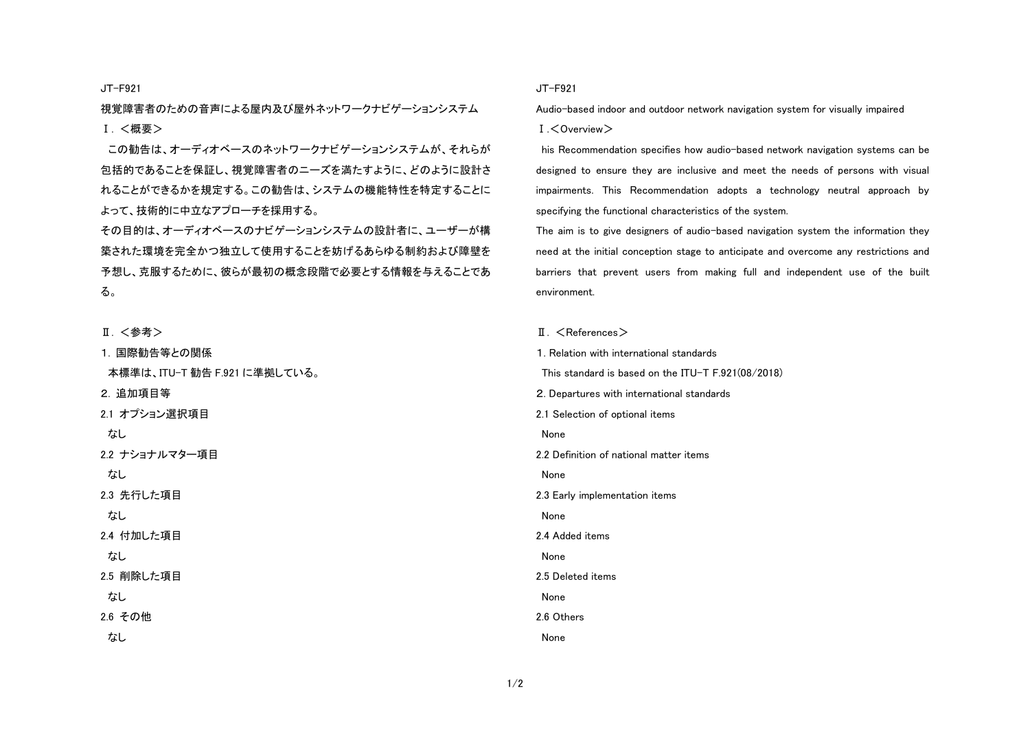JT-F921

視覚障害者のための音声による屋内及び屋外ネットワークナビゲーションシステム

Ⅰ．＜概要＞

この勧告は、オーディオベースのネットワークナビゲーションシステムが、それらが包括的であることを保証し、視覚障害者のニーズを満たすように、どのように設計されることができるかを規定する。この勧告は、システムの機能特性を特定することによって、技術的に中立なアプローチを採用する。

その目的は、オーディオベースのナビゲーションシステムの設計者に、ユーザーが構築された環境を完全かつ独立して使用することを妨げるあらゆる制約および障壁を予想し、克服するために、彼らが最初の概念段階で必要とする情報を与えることである。

Ⅱ．＜参考＞

1．国際勧告等との関係

本標準は、ITU-T 勧告 F.921 に準拠している。

2．追加項目等

2.1 オプション選択項目

なし

2.2 ナショナルマター項目

なし

2.3 先行した項目

なし

2.4 付加した項目

なし

2.5 削除した項目

なし

2.6 その他

なし

JT-F921

Audio-based indoor and outdoor network navigation system for visually impaired

Ⅰ.＜Overview＞

his Recommendation specifies how audio-based network navigation systems can be designed to ensure they are inclusive and meet the needs of persons with visual impairments. This Recommendation adopts a technology neutral approach by specifying the functional characteristics of the system.

The aim is to give designers of audio-based navigation system the information they need at the initial conception stage to anticipate and overcome any restrictions and barriers that prevent users from making full and independent use of the built environment.

Ⅱ. ＜References＞

1. Relation with international standards

This standard is based on the ITU-T F.921(08/2018)

2. Departures with international standards

2.1 Selection of optional items

None

2.2 Definition of national matter items

None

2.3 Early implementation items

None

2.4 Added items

None

2.5 Deleted items

None

2.6 Others

None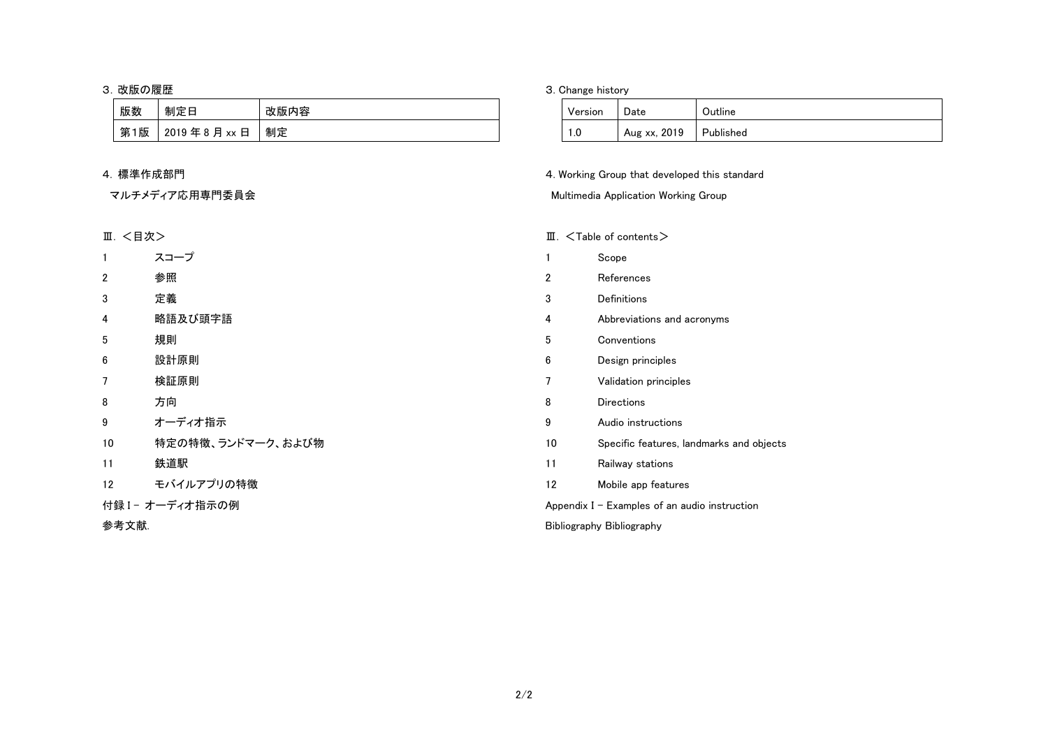3. 改版の履歴

| 版数 | 制定日 | 改版内容 |
| --- | --- | --- |
| 第1版 | 2019 年 8 月 xx 日 | 制定 |

4. 標準作成部門

マルチメディア応用専門委員会

Ⅲ. <目次>

1　スコープ
2　参照
3　定義
4　略語及び頭字語
5　規則
6　設計原則
7　検証原則
8　方向
9　オーディオ指示
10　特定の特徴、ランドマーク、および物
11　鉄道駅
12　モバイルアプリの特徴
付録Ⅰ－ オーディオ指示の例
参考文献.

3. Change history

| Version | Date | Outline |
| --- | --- | --- |
| 1.0 | Aug xx, 2019 | Published |

4. Working Group that developed this standard

Multimedia Application Working Group

Ⅲ. <Table of contents>

1　Scope
2　References
3　Definitions
4　Abbreviations and acronyms
5　Conventions
6　Design principles
7　Validation principles
8　Directions
9　Audio instructions
10　Specific features, landmarks and objects
11　Railway stations
12　Mobile app features
Appendix Ⅰ – Examples of an audio instruction
Bibliography Bibliography